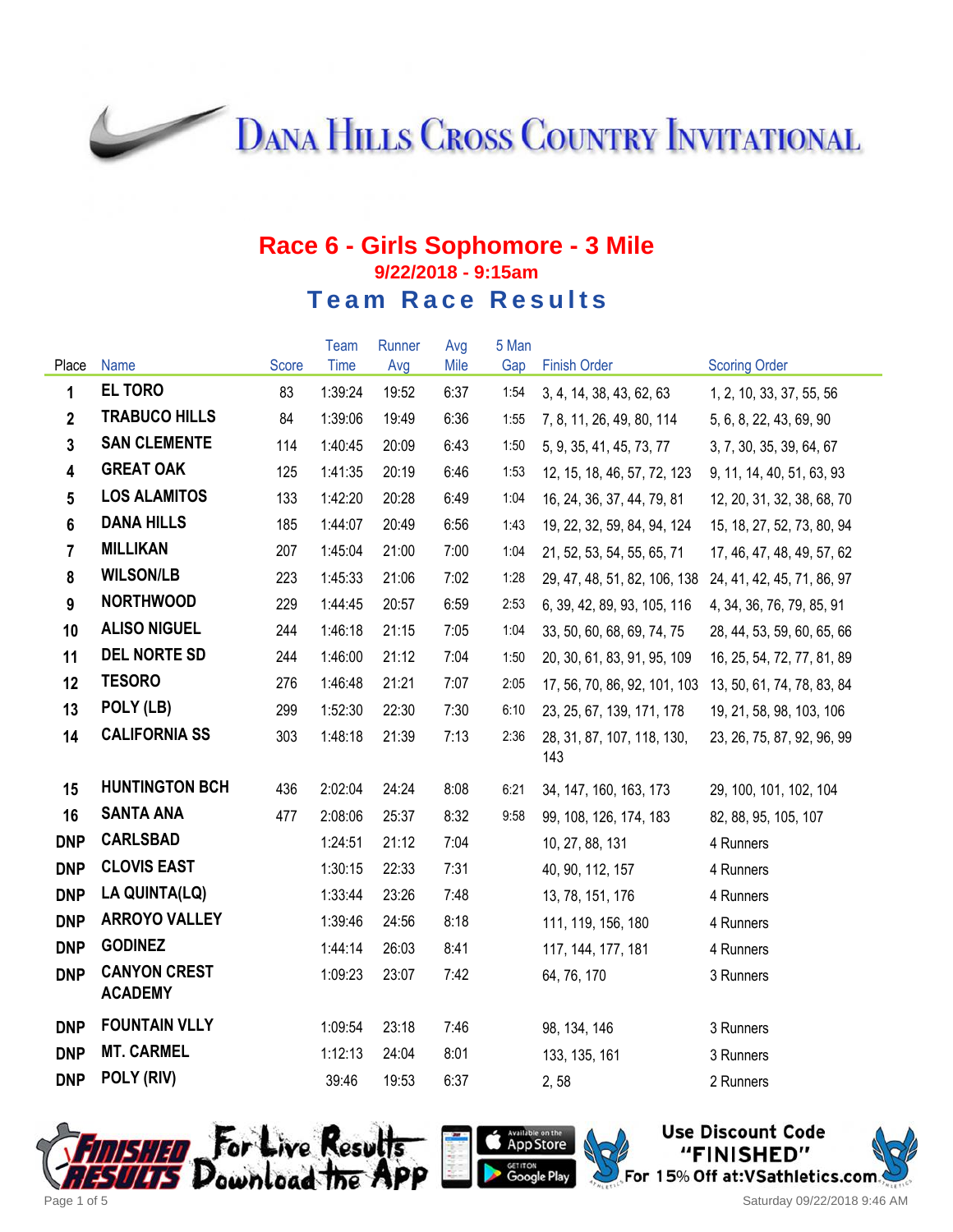# Dana Hills Cross Country Invitational

## Race 6 - Girls Sophomore - 3 Mile

**9/22/2018 - 9:15am**

### Team Race Results

| Place | Name | Score | Team Time | Runner Avg | Avg Mile | 5 Man Gap | Finish Order | Scoring Order |
|---|---|---|---|---|---|---|---|---|
| 1 | EL TORO | 83 | 1:39:24 | 19:52 | 6:37 | 1:54 | 3, 4, 14, 38, 43, 62, 63 | 1, 2, 10, 33, 37, 55, 56 |
| 2 | TRABUCO HILLS | 84 | 1:39:06 | 19:49 | 6:36 | 1:55 | 7, 8, 11, 26, 49, 80, 114 | 5, 6, 8, 22, 43, 69, 90 |
| 3 | SAN CLEMENTE | 114 | 1:40:45 | 20:09 | 6:43 | 1:50 | 5, 9, 35, 41, 45, 73, 77 | 3, 7, 30, 35, 39, 64, 67 |
| 4 | GREAT OAK | 125 | 1:41:35 | 20:19 | 6:46 | 1:53 | 12, 15, 18, 46, 57, 72, 123 | 9, 11, 14, 40, 51, 63, 93 |
| 5 | LOS ALAMITOS | 133 | 1:42:20 | 20:28 | 6:49 | 1:04 | 16, 24, 36, 37, 44, 79, 81 | 12, 20, 31, 32, 38, 68, 70 |
| 6 | DANA HILLS | 185 | 1:44:07 | 20:49 | 6:56 | 1:43 | 19, 22, 32, 59, 84, 94, 124 | 15, 18, 27, 52, 73, 80, 94 |
| 7 | MILLIKAN | 207 | 1:45:04 | 21:00 | 7:00 | 1:04 | 21, 52, 53, 54, 55, 65, 71 | 17, 46, 47, 48, 49, 57, 62 |
| 8 | WILSON/LB | 223 | 1:45:33 | 21:06 | 7:02 | 1:28 | 29, 47, 48, 51, 82, 106, 138 | 24, 41, 42, 45, 71, 86, 97 |
| 9 | NORTHWOOD | 229 | 1:44:45 | 20:57 | 6:59 | 2:53 | 6, 39, 42, 89, 93, 105, 116 | 4, 34, 36, 76, 79, 85, 91 |
| 10 | ALISO NIGUEL | 244 | 1:46:18 | 21:15 | 7:05 | 1:04 | 33, 50, 60, 68, 69, 74, 75 | 28, 44, 53, 59, 60, 65, 66 |
| 11 | DEL NORTE SD | 244 | 1:46:00 | 21:12 | 7:04 | 1:50 | 20, 30, 61, 83, 91, 95, 109 | 16, 25, 54, 72, 77, 81, 89 |
| 12 | TESORO | 276 | 1:46:48 | 21:21 | 7:07 | 2:05 | 17, 56, 70, 86, 92, 101, 103 | 13, 50, 61, 74, 78, 83, 84 |
| 13 | POLY (LB) | 299 | 1:52:30 | 22:30 | 7:30 | 6:10 | 23, 25, 67, 139, 171, 178 | 19, 21, 58, 98, 103, 106 |
| 14 | CALIFORNIA SS | 303 | 1:48:18 | 21:39 | 7:13 | 2:36 | 28, 31, 87, 107, 118, 130, 143 | 23, 26, 75, 87, 92, 96, 99 |
| 15 | HUNTINGTON BCH | 436 | 2:02:04 | 24:24 | 8:08 | 6:21 | 34, 147, 160, 163, 173 | 29, 100, 101, 102, 104 |
| 16 | SANTA ANA | 477 | 2:08:06 | 25:37 | 8:32 | 9:58 | 99, 108, 126, 174, 183 | 82, 88, 95, 105, 107 |
| DNP | CARLSBAD | | 1:24:51 | 21:12 | 7:04 | | 10, 27, 88, 131 | 4 Runners |
| DNP | CLOVIS EAST | | 1:30:15 | 22:33 | 7:31 | | 40, 90, 112, 157 | 4 Runners |
| DNP | LA QUINTA(LQ) | | 1:33:44 | 23:26 | 7:48 | | 13, 78, 151, 176 | 4 Runners |
| DNP | ARROYO VALLEY | | 1:39:46 | 24:56 | 8:18 | | 111, 119, 156, 180 | 4 Runners |
| DNP | GODINEZ | | 1:44:14 | 26:03 | 8:41 | | 117, 144, 177, 181 | 4 Runners |
| DNP | CANYON CREST ACADEMY | | 1:09:23 | 23:07 | 7:42 | | 64, 76, 170 | 3 Runners |
| DNP | FOUNTAIN VLLY | | 1:09:54 | 23:18 | 7:46 | | 98, 134, 146 | 3 Runners |
| DNP | MT. CARMEL | | 1:12:13 | 24:04 | 8:01 | | 133, 135, 161 | 3 Runners |
| DNP | POLY (RIV) | | 39:46 | 19:53 | 6:37 | | 2, 58 | 2 Runners |

Finished Results — For Live Results Download the App — Available on the App Store — Get it on Google Play

Use Discount Code "FINISHED" For 15% Off at:VSathletics.com

Saturday 09/22/2018 9:46 AM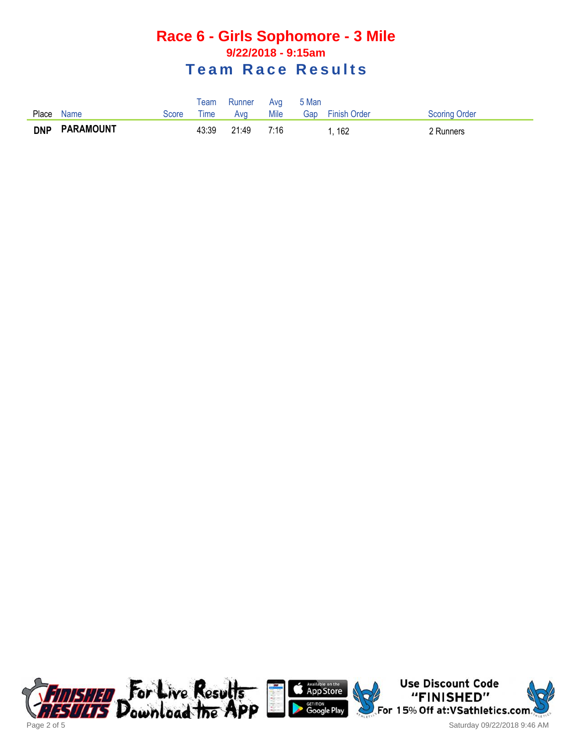# Race 6 - Girls Sophomore - 3 Mile

## 9/22/2018 - 9:15am

## Team Race Results

| Place | Name | Score | Team Time | Runner Avg | Avg Mile | 5 Man Gap | Finish Order | Scoring Order |
|---|---|---|---|---|---|---|---|---|
| **DNP** | **PARAMOUNT** | | 43:39 | 21:49 | 7:16 | | 1, 162 | 2 Runners |

For Live Results Download the App

Use Discount Code "FINISHED" For 15% Off at:VSathletics.com

Saturday 09/22/2018 9:46 AM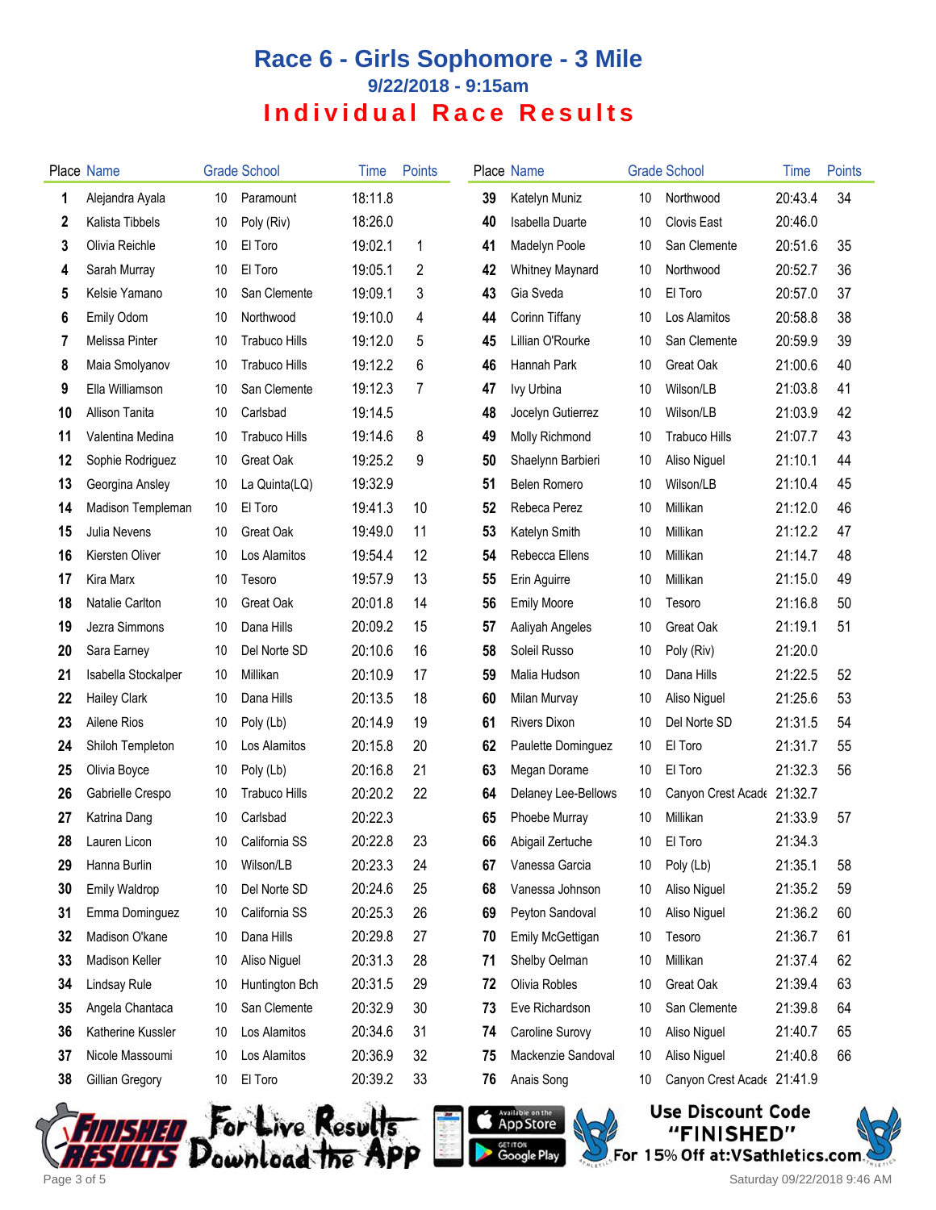# Race 6 - Girls Sophomore - 3 Mile

## 9/22/2018 - 9:15am

## Individual Race Results

| Place | Name | Grade | School | Time | Points |
|---|---|---|---|---|---|
| 1 | Alejandra Ayala | 10 | Paramount | 18:11.8 | |
| 2 | Kalista Tibbels | 10 | Poly (Riv) | 18:26.0 | |
| 3 | Olivia Reichle | 10 | El Toro | 19:02.1 | 1 |
| 4 | Sarah Murray | 10 | El Toro | 19:05.1 | 2 |
| 5 | Kelsie Yamano | 10 | San Clemente | 19:09.1 | 3 |
| 6 | Emily Odom | 10 | Northwood | 19:10.0 | 4 |
| 7 | Melissa Pinter | 10 | Trabuco Hills | 19:12.0 | 5 |
| 8 | Maia Smolyanov | 10 | Trabuco Hills | 19:12.2 | 6 |
| 9 | Ella Williamson | 10 | San Clemente | 19:12.3 | 7 |
| 10 | Allison Tanita | 10 | Carlsbad | 19:14.5 | |
| 11 | Valentina Medina | 10 | Trabuco Hills | 19:14.6 | 8 |
| 12 | Sophie Rodriguez | 10 | Great Oak | 19:25.2 | 9 |
| 13 | Georgina Ansley | 10 | La Quinta(LQ) | 19:32.9 | |
| 14 | Madison Templeman | 10 | El Toro | 19:41.3 | 10 |
| 15 | Julia Nevens | 10 | Great Oak | 19:49.0 | 11 |
| 16 | Kiersten Oliver | 10 | Los Alamitos | 19:54.4 | 12 |
| 17 | Kira Marx | 10 | Tesoro | 19:57.9 | 13 |
| 18 | Natalie Carlton | 10 | Great Oak | 20:01.8 | 14 |
| 19 | Jezra Simmons | 10 | Dana Hills | 20:09.2 | 15 |
| 20 | Sara Earney | 10 | Del Norte SD | 20:10.6 | 16 |
| 21 | Isabella Stockalper | 10 | Millikan | 20:10.9 | 17 |
| 22 | Hailey Clark | 10 | Dana Hills | 20:13.5 | 18 |
| 23 | Ailene Rios | 10 | Poly (Lb) | 20:14.9 | 19 |
| 24 | Shiloh Templeton | 10 | Los Alamitos | 20:15.8 | 20 |
| 25 | Olivia Boyce | 10 | Poly (Lb) | 20:16.8 | 21 |
| 26 | Gabrielle Crespo | 10 | Trabuco Hills | 20:20.2 | 22 |
| 27 | Katrina Dang | 10 | Carlsbad | 20:22.3 | |
| 28 | Lauren Licon | 10 | California SS | 20:22.8 | 23 |
| 29 | Hanna Burlin | 10 | Wilson/LB | 20:23.3 | 24 |
| 30 | Emily Waldrop | 10 | Del Norte SD | 20:24.6 | 25 |
| 31 | Emma Dominguez | 10 | California SS | 20:25.3 | 26 |
| 32 | Madison O'kane | 10 | Dana Hills | 20:29.8 | 27 |
| 33 | Madison Keller | 10 | Aliso Niguel | 20:31.3 | 28 |
| 34 | Lindsay Rule | 10 | Huntington Bch | 20:31.5 | 29 |
| 35 | Angela Chantaca | 10 | San Clemente | 20:32.9 | 30 |
| 36 | Katherine Kussler | 10 | Los Alamitos | 20:34.6 | 31 |
| 37 | Nicole Massoumi | 10 | Los Alamitos | 20:36.9 | 32 |
| 38 | Gillian Gregory | 10 | El Toro | 20:39.2 | 33 |
| 39 | Katelyn Muniz | 10 | Northwood | 20:43.4 | 34 |
| 40 | Isabella Duarte | 10 | Clovis East | 20:46.0 | |
| 41 | Madelyn Poole | 10 | San Clemente | 20:51.6 | 35 |
| 42 | Whitney Maynard | 10 | Northwood | 20:52.7 | 36 |
| 43 | Gia Sveda | 10 | El Toro | 20:57.0 | 37 |
| 44 | Corinn Tiffany | 10 | Los Alamitos | 20:58.8 | 38 |
| 45 | Lillian O'Rourke | 10 | San Clemente | 20:59.9 | 39 |
| 46 | Hannah Park | 10 | Great Oak | 21:00.6 | 40 |
| 47 | Ivy Urbina | 10 | Wilson/LB | 21:03.8 | 41 |
| 48 | Jocelyn Gutierrez | 10 | Wilson/LB | 21:03.9 | 42 |
| 49 | Molly Richmond | 10 | Trabuco Hills | 21:07.7 | 43 |
| 50 | Shaelynn Barbieri | 10 | Aliso Niguel | 21:10.1 | 44 |
| 51 | Belen Romero | 10 | Wilson/LB | 21:10.4 | 45 |
| 52 | Rebeca Perez | 10 | Millikan | 21:12.0 | 46 |
| 53 | Katelyn Smith | 10 | Millikan | 21:12.2 | 47 |
| 54 | Rebecca Ellens | 10 | Millikan | 21:14.7 | 48 |
| 55 | Erin Aguirre | 10 | Millikan | 21:15.0 | 49 |
| 56 | Emily Moore | 10 | Tesoro | 21:16.8 | 50 |
| 57 | Aaliyah Angeles | 10 | Great Oak | 21:19.1 | 51 |
| 58 | Soleil Russo | 10 | Poly (Riv) | 21:20.0 | |
| 59 | Malia Hudson | 10 | Dana Hills | 21:22.5 | 52 |
| 60 | Milan Murvay | 10 | Aliso Niguel | 21:25.6 | 53 |
| 61 | Rivers Dixon | 10 | Del Norte SD | 21:31.5 | 54 |
| 62 | Paulette Dominguez | 10 | El Toro | 21:31.7 | 55 |
| 63 | Megan Dorame | 10 | El Toro | 21:32.3 | 56 |
| 64 | Delaney Lee-Bellows | 10 | Canyon Crest Acade | 21:32.7 | |
| 65 | Phoebe Murray | 10 | Millikan | 21:33.9 | 57 |
| 66 | Abigail Zertuche | 10 | El Toro | 21:34.3 | |
| 67 | Vanessa Garcia | 10 | Poly (Lb) | 21:35.1 | 58 |
| 68 | Vanessa Johnson | 10 | Aliso Niguel | 21:35.2 | 59 |
| 69 | Peyton Sandoval | 10 | Aliso Niguel | 21:36.2 | 60 |
| 70 | Emily McGettigan | 10 | Tesoro | 21:36.7 | 61 |
| 71 | Shelby Oelman | 10 | Millikan | 21:37.4 | 62 |
| 72 | Olivia Robles | 10 | Great Oak | 21:39.4 | 63 |
| 73 | Eve Richardson | 10 | San Clemente | 21:39.8 | 64 |
| 74 | Caroline Surovy | 10 | Aliso Niguel | 21:40.7 | 65 |
| 75 | Mackenzie Sandoval | 10 | Aliso Niguel | 21:40.8 | 66 |
| 76 | Anais Song | 10 | Canyon Crest Acade | 21:41.9 | |

Finished Results — For Live Results Download the App — Available on the App Store / Get it on Google Play

Use Discount Code "FINISHED" For 15% Off at:VSathletics.com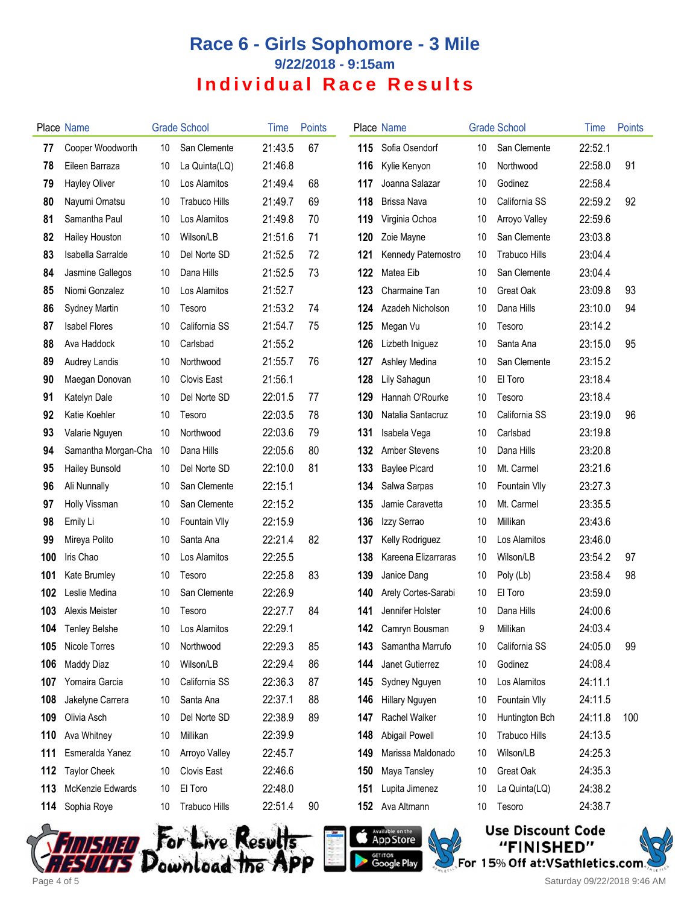# Race 6 - Girls Sophomore - 3 Mile

## 9/22/2018 - 9:15am

## Individual Race Results

| Place | Name | Grade | School | Time | Points |
|---|---|---|---|---|---|
| 77 | Cooper Woodworth | 10 | San Clemente | 21:43.5 | 67 |
| 78 | Eileen Barraza | 10 | La Quinta(LQ) | 21:46.8 | |
| 79 | Hayley Oliver | 10 | Los Alamitos | 21:49.4 | 68 |
| 80 | Nayumi Omatsu | 10 | Trabuco Hills | 21:49.7 | 69 |
| 81 | Samantha Paul | 10 | Los Alamitos | 21:49.8 | 70 |
| 82 | Hailey Houston | 10 | Wilson/LB | 21:51.6 | 71 |
| 83 | Isabella Sarralde | 10 | Del Norte SD | 21:52.5 | 72 |
| 84 | Jasmine Gallegos | 10 | Dana Hills | 21:52.5 | 73 |
| 85 | Niomi Gonzalez | 10 | Los Alamitos | 21:52.7 | |
| 86 | Sydney Martin | 10 | Tesoro | 21:53.2 | 74 |
| 87 | Isabel Flores | 10 | California SS | 21:54.7 | 75 |
| 88 | Ava Haddock | 10 | Carlsbad | 21:55.2 | |
| 89 | Audrey Landis | 10 | Northwood | 21:55.7 | 76 |
| 90 | Maegan Donovan | 10 | Clovis East | 21:56.1 | |
| 91 | Katelyn Dale | 10 | Del Norte SD | 22:01.5 | 77 |
| 92 | Katie Koehler | 10 | Tesoro | 22:03.5 | 78 |
| 93 | Valarie Nguyen | 10 | Northwood | 22:03.6 | 79 |
| 94 | Samantha Morgan-Cha | 10 | Dana Hills | 22:05.6 | 80 |
| 95 | Hailey Bunsold | 10 | Del Norte SD | 22:10.0 | 81 |
| 96 | Ali Nunnally | 10 | San Clemente | 22:15.1 | |
| 97 | Holly Vissman | 10 | San Clemente | 22:15.2 | |
| 98 | Emily Li | 10 | Fountain Vlly | 22:15.9 | |
| 99 | Mireya Polito | 10 | Santa Ana | 22:21.4 | 82 |
| 100 | Iris Chao | 10 | Los Alamitos | 22:25.5 | |
| 101 | Kate Brumley | 10 | Tesoro | 22:25.8 | 83 |
| 102 | Leslie Medina | 10 | San Clemente | 22:26.9 | |
| 103 | Alexis Meister | 10 | Tesoro | 22:27.7 | 84 |
| 104 | Tenley Belshe | 10 | Los Alamitos | 22:29.1 | |
| 105 | Nicole Torres | 10 | Northwood | 22:29.3 | 85 |
| 106 | Maddy Diaz | 10 | Wilson/LB | 22:29.4 | 86 |
| 107 | Yomaira Garcia | 10 | California SS | 22:36.3 | 87 |
| 108 | Jakelyne Carrera | 10 | Santa Ana | 22:37.1 | 88 |
| 109 | Olivia Asch | 10 | Del Norte SD | 22:38.9 | 89 |
| 110 | Ava Whitney | 10 | Millikan | 22:39.9 | |
| 111 | Esmeralda Yanez | 10 | Arroyo Valley | 22:45.7 | |
| 112 | Taylor Cheek | 10 | Clovis East | 22:46.6 | |
| 113 | McKenzie Edwards | 10 | El Toro | 22:48.0 | |
| 114 | Sophia Roye | 10 | Trabuco Hills | 22:51.4 | 90 |
| 115 | Sofia Osendorf | 10 | San Clemente | 22:52.1 | |
| 116 | Kylie Kenyon | 10 | Northwood | 22:58.0 | 91 |
| 117 | Joanna Salazar | 10 | Godinez | 22:58.4 | |
| 118 | Brissa Nava | 10 | California SS | 22:59.2 | 92 |
| 119 | Virginia Ochoa | 10 | Arroyo Valley | 22:59.6 | |
| 120 | Zoie Mayne | 10 | San Clemente | 23:03.8 | |
| 121 | Kennedy Paternostro | 10 | Trabuco Hills | 23:04.4 | |
| 122 | Matea Eib | 10 | San Clemente | 23:04.4 | |
| 123 | Charmaine Tan | 10 | Great Oak | 23:09.8 | 93 |
| 124 | Azadeh Nicholson | 10 | Dana Hills | 23:10.0 | 94 |
| 125 | Megan Vu | 10 | Tesoro | 23:14.2 | |
| 126 | Lizbeth Iniguez | 10 | Santa Ana | 23:15.0 | 95 |
| 127 | Ashley Medina | 10 | San Clemente | 23:15.2 | |
| 128 | Lily Sahagun | 10 | El Toro | 23:18.4 | |
| 129 | Hannah O'Rourke | 10 | Tesoro | 23:18.4 | |
| 130 | Natalia Santacruz | 10 | California SS | 23:19.0 | 96 |
| 131 | Isabela Vega | 10 | Carlsbad | 23:19.8 | |
| 132 | Amber Stevens | 10 | Dana Hills | 23:20.8 | |
| 133 | Baylee Picard | 10 | Mt. Carmel | 23:21.6 | |
| 134 | Salwa Sarpas | 10 | Fountain Vlly | 23:27.3 | |
| 135 | Jamie Caravetta | 10 | Mt. Carmel | 23:35.5 | |
| 136 | Izzy Serrao | 10 | Millikan | 23:43.6 | |
| 137 | Kelly Rodriguez | 10 | Los Alamitos | 23:46.0 | |
| 138 | Kareena Elizarraras | 10 | Wilson/LB | 23:54.2 | 97 |
| 139 | Janice Dang | 10 | Poly (Lb) | 23:58.4 | 98 |
| 140 | Arely Cortes-Sarabi | 10 | El Toro | 23:59.0 | |
| 141 | Jennifer Holster | 10 | Dana Hills | 24:00.6 | |
| 142 | Camryn Bousman | 9 | Millikan | 24:03.4 | |
| 143 | Samantha Marrufo | 10 | California SS | 24:05.0 | 99 |
| 144 | Janet Gutierrez | 10 | Godinez | 24:08.4 | |
| 145 | Sydney Nguyen | 10 | Los Alamitos | 24:11.1 | |
| 146 | Hillary Nguyen | 10 | Fountain Vlly | 24:11.5 | |
| 147 | Rachel Walker | 10 | Huntington Bch | 24:11.8 | 100 |
| 148 | Abigail Powell | 10 | Trabuco Hills | 24:13.5 | |
| 149 | Marissa Maldonado | 10 | Wilson/LB | 24:25.3 | |
| 150 | Maya Tansley | 10 | Great Oak | 24:35.3 | |
| 151 | Lupita Jimenez | 10 | La Quinta(LQ) | 24:38.2 | |
| 152 | Ava Altmann | 10 | Tesoro | 24:38.7 | |

Finished Results — For Live Results Download the App — Available on the App Store — Get it on Google Play

Use Discount Code "FINISHED" For 15% Off at:VSathletics.com

Saturday 09/22/2018 9:46 AM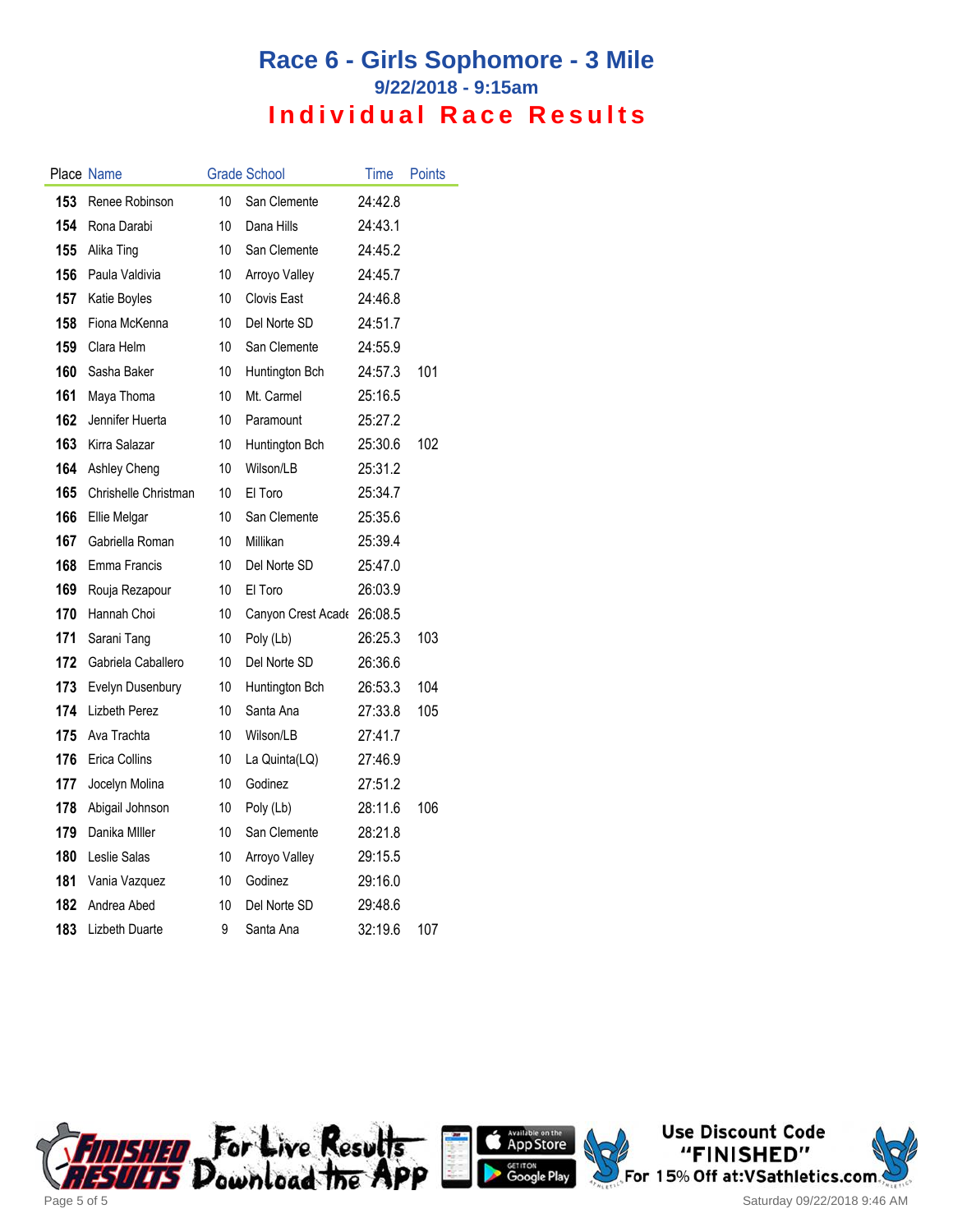# Race 6 - Girls Sophomore - 3 Mile

**9/22/2018 - 9:15am**

## Individual Race Results

| Place | Name | Grade | School | Time | Points |
|---|---|---|---|---|---|
| 153 | Renee Robinson | 10 | San Clemente | 24:42.8 | |
| 154 | Rona Darabi | 10 | Dana Hills | 24:43.1 | |
| 155 | Alika Ting | 10 | San Clemente | 24:45.2 | |
| 156 | Paula Valdivia | 10 | Arroyo Valley | 24:45.7 | |
| 157 | Katie Boyles | 10 | Clovis East | 24:46.8 | |
| 158 | Fiona McKenna | 10 | Del Norte SD | 24:51.7 | |
| 159 | Clara Helm | 10 | San Clemente | 24:55.9 | |
| 160 | Sasha Baker | 10 | Huntington Bch | 24:57.3 | 101 |
| 161 | Maya Thoma | 10 | Mt. Carmel | 25:16.5 | |
| 162 | Jennifer Huerta | 10 | Paramount | 25:27.2 | |
| 163 | Kirra Salazar | 10 | Huntington Bch | 25:30.6 | 102 |
| 164 | Ashley Cheng | 10 | Wilson/LB | 25:31.2 | |
| 165 | Chrishelle Christman | 10 | El Toro | 25:34.7 | |
| 166 | Ellie Melgar | 10 | San Clemente | 25:35.6 | |
| 167 | Gabriella Roman | 10 | Millikan | 25:39.4 | |
| 168 | Emma Francis | 10 | Del Norte SD | 25:47.0 | |
| 169 | Rouja Rezapour | 10 | El Toro | 26:03.9 | |
| 170 | Hannah Choi | 10 | Canyon Crest Acade | 26:08.5 | |
| 171 | Sarani Tang | 10 | Poly (Lb) | 26:25.3 | 103 |
| 172 | Gabriela Caballero | 10 | Del Norte SD | 26:36.6 | |
| 173 | Evelyn Dusenbury | 10 | Huntington Bch | 26:53.3 | 104 |
| 174 | Lizbeth Perez | 10 | Santa Ana | 27:33.8 | 105 |
| 175 | Ava Trachta | 10 | Wilson/LB | 27:41.7 | |
| 176 | Erica Collins | 10 | La Quinta(LQ) | 27:46.9 | |
| 177 | Jocelyn Molina | 10 | Godinez | 27:51.2 | |
| 178 | Abigail Johnson | 10 | Poly (Lb) | 28:11.6 | 106 |
| 179 | Danika MIller | 10 | San Clemente | 28:21.8 | |
| 180 | Leslie Salas | 10 | Arroyo Valley | 29:15.5 | |
| 181 | Vania Vazquez | 10 | Godinez | 29:16.0 | |
| 182 | Andrea Abed | 10 | Del Norte SD | 29:48.6 | |
| 183 | Lizbeth Duarte | 9 | Santa Ana | 32:19.6 | 107 |

Finished Results — For Live Results Download the App — Available on the App Store / Get it on Google Play

Use Discount Code "FINISHED" For 15% Off at:VSathletics.com

Saturday 09/22/2018 9:46 AM